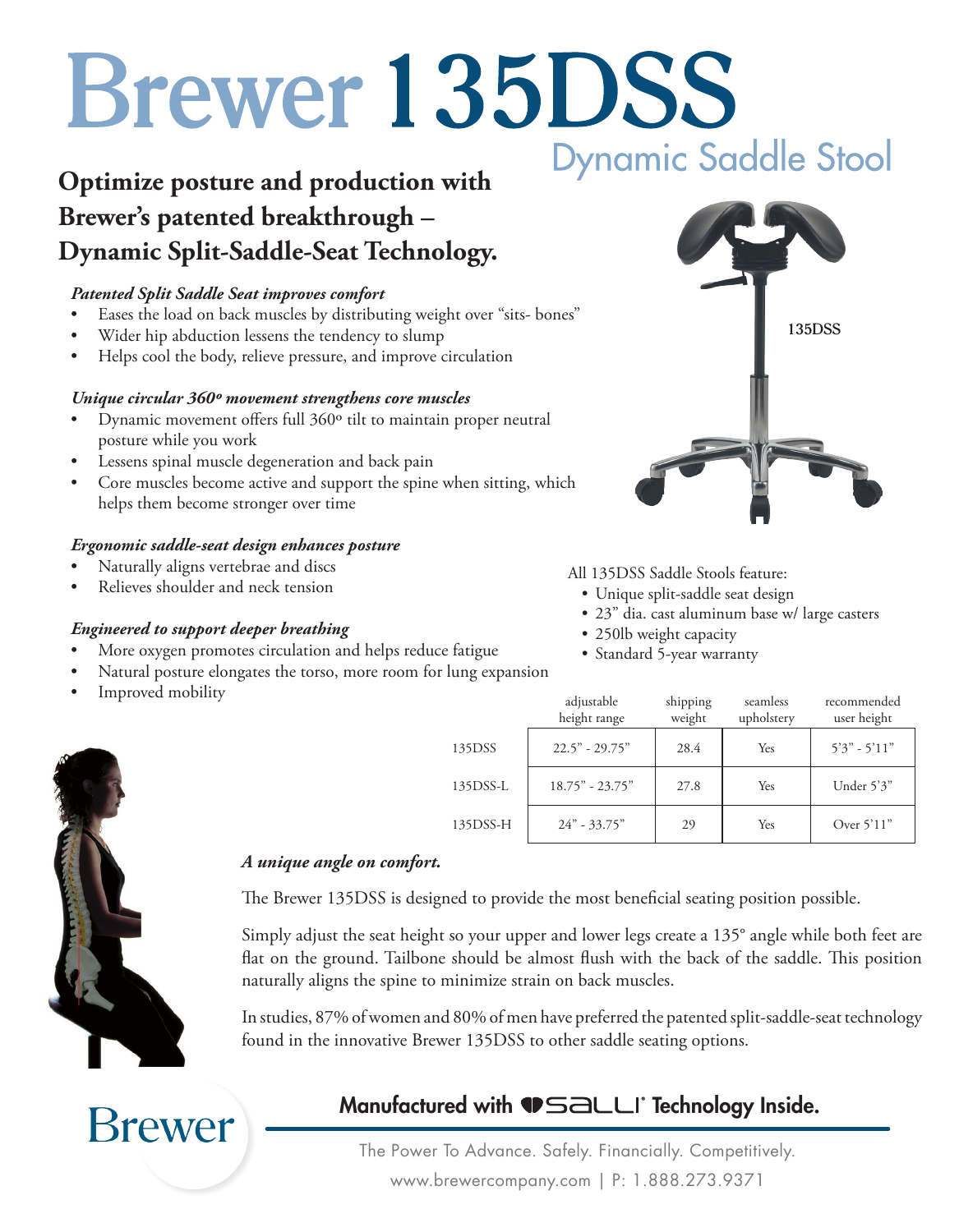# Brewer 135DSS

## Dynamic Saddle Stool

## Optimize posture and production with Brewer's patented breakthrough – Dynamic Split-Saddle-Seat Technology.

***Patented Split Saddle Seat improves comfort***

- Eases the load on back muscles by distributing weight over "sits- bones"
- Wider hip abduction lessens the tendency to slump
- Helps cool the body, relieve pressure, and improve circulation

***Unique circular 360º movement strengthens core muscles***

- Dynamic movement offers full 360º tilt to maintain proper neutral posture while you work
- Lessens spinal muscle degeneration and back pain
- Core muscles become active and support the spine when sitting, which helps them become stronger over time

***Ergonomic saddle-seat design enhances posture***

- Naturally aligns vertebrae and discs
- Relieves shoulder and neck tension

***Engineered to support deeper breathing***

- More oxygen promotes circulation and helps reduce fatigue
- Natural posture elongates the torso, more room for lung expansion
- Improved mobility

135DSS

All 135DSS Saddle Stools feature:

- Unique split-saddle seat design
- 23" dia. cast aluminum base w/ large casters
- 250lb weight capacity
- Standard 5-year warranty

| | adjustable height range | shipping weight | seamless upholstery | recommended user height |
|---|---|---|---|---|
| 135DSS | 22.5" - 29.75" | 28.4 | Yes | 5'3" - 5'11" |
| 135DSS-L | 18.75" - 23.75" | 27.8 | Yes | Under 5'3" |
| 135DSS-H | 24" - 33.75" | 29 | Yes | Over 5'11" |

***A unique angle on comfort.***

The Brewer 135DSS is designed to provide the most beneficial seating position possible.

Simply adjust the seat height so your upper and lower legs create a 135° angle while both feet are flat on the ground. Tailbone should be almost flush with the back of the saddle. This position naturally aligns the spine to minimize strain on back muscles.

In studies, 87% of women and 80% of men have preferred the patented split-saddle-seat technology found in the innovative Brewer 135DSS to other saddle seating options.

Brewer

**Manufactured with SALLI® Technology Inside.**

The Power To Advance. Safely. Financially. Competitively.

www.brewercompany.com | P: 1.888.273.9371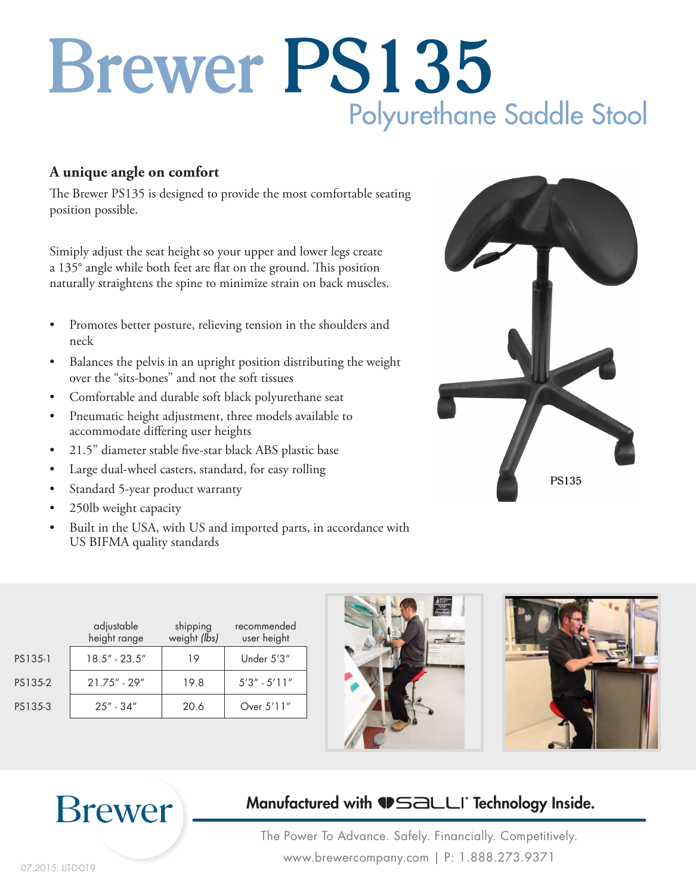# Brewer PS135

## Polyurethane Saddle Stool

### A unique angle on comfort

The Brewer PS135 is designed to provide the most comfortable seating position possible.

Simiply adjust the seat height so your upper and lower legs create a 135° angle while both feet are flat on the ground. This position naturally straightens the spine to minimize strain on back muscles.

- Promotes better posture, relieving tension in the shoulders and neck
- Balances the pelvis in an upright position distributing the weight over the "sits-bones" and not the soft tissues
- Comfortable and durable soft black polyurethane seat
- Pneumatic height adjustment, three models available to accommodate differing user heights
- 21.5" diameter stable five-star black ABS plastic base
- Large dual-wheel casters, standard, for easy rolling
- Standard 5-year product warranty
- 250lb weight capacity
- Built in the USA, with US and imported parts, in accordance with US BIFMA quality standards

PS135

| | adjustable height range | shipping weight *(lbs)* | recommended user height |
|---|---|---|---|
| PS135-1 | 18.5" - 23.5" | 19 | Under 5'3" |
| PS135-2 | 21.75" - 29" | 19.8 | 5'3" - 5'11" |
| PS135-3 | 25" - 34" | 20.6 | Over 5'11" |

Brewer

**Manufactured with SALLI® Technology Inside.**

The Power To Advance. Safely. Financially. Competitively.

www.brewercompany.com | P: 1.888.273.9371

07.2015: LIT-D-019